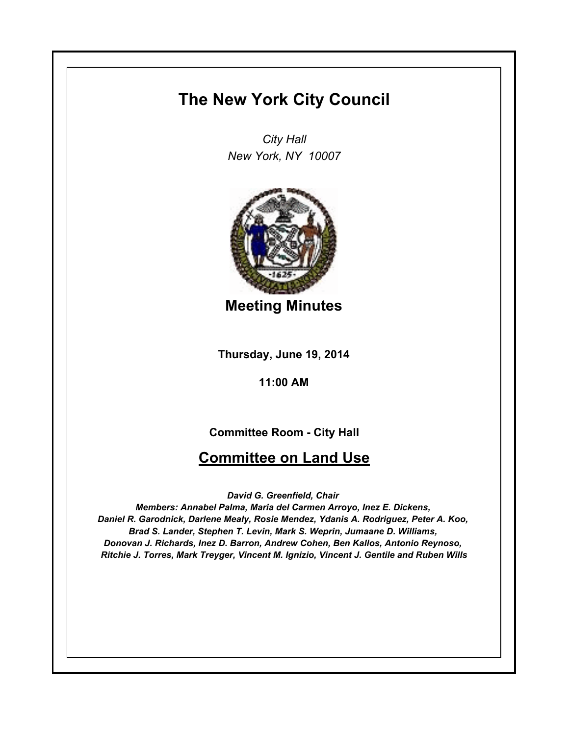# The New York City Council

*City Hall*
*New York, NY 10007*

## Meeting Minutes

**Thursday, June 19, 2014**

**11:00 AM**

**Committee Room - City Hall**

## Committee on Land Use

***David G. Greenfield, Chair***
***Members: Annabel Palma, Maria del Carmen Arroyo, Inez E. Dickens, Daniel R. Garodnick, Darlene Mealy, Rosie Mendez, Ydanis A. Rodriguez, Peter A. Koo, Brad S. Lander, Stephen T. Levin, Mark S. Weprin, Jumaane D. Williams, Donovan J. Richards, Inez D. Barron, Andrew Cohen, Ben Kallos, Antonio Reynoso, Ritchie J. Torres, Mark Treyger, Vincent M. Ignizio, Vincent J. Gentile and Ruben Wills***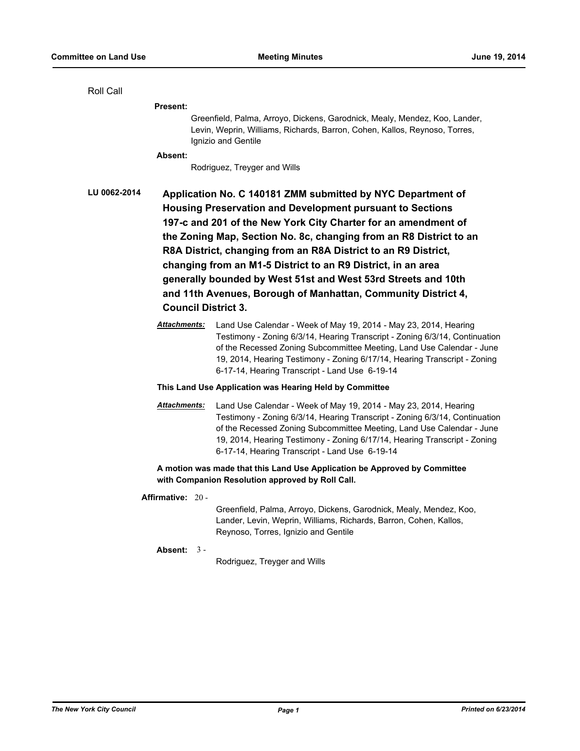Roll Call

**Present:**

Greenfield, Palma, Arroyo, Dickens, Garodnick, Mealy, Mendez, Koo, Lander, Levin, Weprin, Williams, Richards, Barron, Cohen, Kallos, Reynoso, Torres, Ignizio and Gentile

**Absent:**

Rodriguez, Treyger and Wills

**LU 0062-2014** **Application No. C 140181 ZMM submitted by NYC Department of Housing Preservation and Development pursuant to Sections 197-c and 201 of the New York City Charter for an amendment of the Zoning Map, Section No. 8c, changing from an R8 District to an R8A District, changing from an R8A District to an R9 District, changing from an M1-5 District to an R9 District, in an area generally bounded by West 51st and West 53rd Streets and 10th and 11th Avenues, Borough of Manhattan, Community District 4, Council District 3.**

***Attachments:*** Land Use Calendar - Week of May 19, 2014 - May 23, 2014, Hearing Testimony - Zoning 6/3/14, Hearing Transcript - Zoning 6/3/14, Continuation of the Recessed Zoning Subcommittee Meeting, Land Use Calendar - June 19, 2014, Hearing Testimony - Zoning 6/17/14, Hearing Transcript - Zoning 6-17-14, Hearing Transcript - Land Use 6-19-14

**This Land Use Application was Hearing Held by Committee**

***Attachments:*** Land Use Calendar - Week of May 19, 2014 - May 23, 2014, Hearing Testimony - Zoning 6/3/14, Hearing Transcript - Zoning 6/3/14, Continuation of the Recessed Zoning Subcommittee Meeting, Land Use Calendar - June 19, 2014, Hearing Testimony - Zoning 6/17/14, Hearing Transcript - Zoning 6-17-14, Hearing Transcript - Land Use 6-19-14

**A motion was made that this Land Use Application be Approved by Committee with Companion Resolution approved by Roll Call.**

**Affirmative:** 20 -

Greenfield, Palma, Arroyo, Dickens, Garodnick, Mealy, Mendez, Koo, Lander, Levin, Weprin, Williams, Richards, Barron, Cohen, Kallos, Reynoso, Torres, Ignizio and Gentile

**Absent:** 3 -

Rodriguez, Treyger and Wills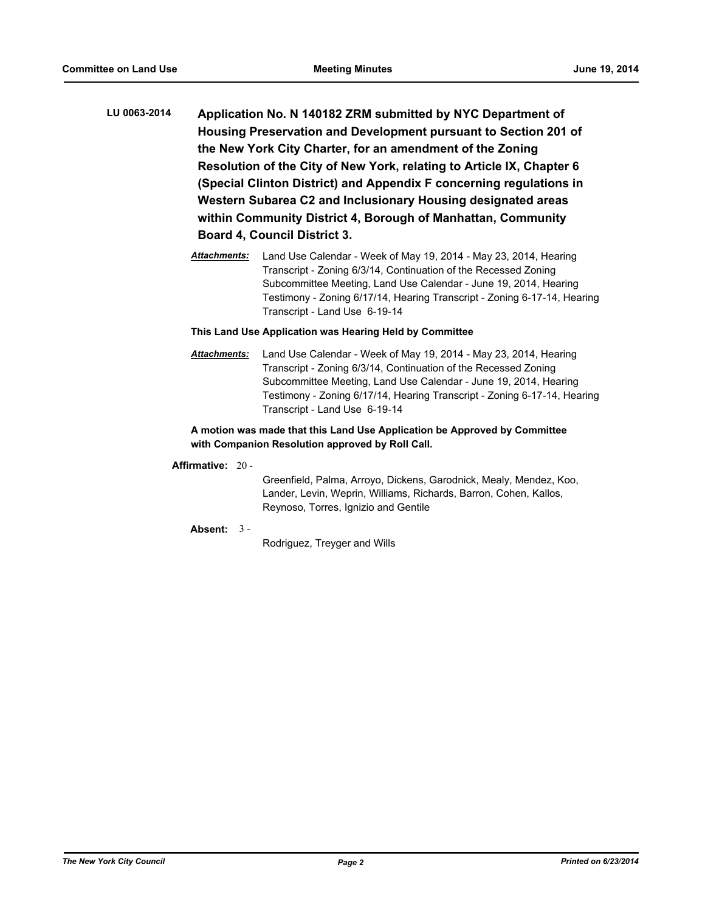**LU 0063-2014** **Application No. N 140182 ZRM submitted by NYC Department of Housing Preservation and Development pursuant to Section 201 of the New York City Charter, for an amendment of the Zoning Resolution of the City of New York, relating to Article IX, Chapter 6 (Special Clinton District) and Appendix F concerning regulations in Western Subarea C2 and Inclusionary Housing designated areas within Community District 4, Borough of Manhattan, Community Board 4, Council District 3.**

***Attachments:*** Land Use Calendar - Week of May 19, 2014 - May 23, 2014, Hearing Transcript - Zoning 6/3/14, Continuation of the Recessed Zoning Subcommittee Meeting, Land Use Calendar - June 19, 2014, Hearing Testimony - Zoning 6/17/14, Hearing Transcript - Zoning 6-17-14, Hearing Transcript - Land Use 6-19-14

**This Land Use Application was Hearing Held by Committee**

***Attachments:*** Land Use Calendar - Week of May 19, 2014 - May 23, 2014, Hearing Transcript - Zoning 6/3/14, Continuation of the Recessed Zoning Subcommittee Meeting, Land Use Calendar - June 19, 2014, Hearing Testimony - Zoning 6/17/14, Hearing Transcript - Zoning 6-17-14, Hearing Transcript - Land Use 6-19-14

**A motion was made that this Land Use Application be Approved by Committee with Companion Resolution approved by Roll Call.**

**Affirmative:** 20 - Greenfield, Palma, Arroyo, Dickens, Garodnick, Mealy, Mendez, Koo, Lander, Levin, Weprin, Williams, Richards, Barron, Cohen, Kallos, Reynoso, Torres, Ignizio and Gentile

**Absent:** 3 - Rodriguez, Treyger and Wills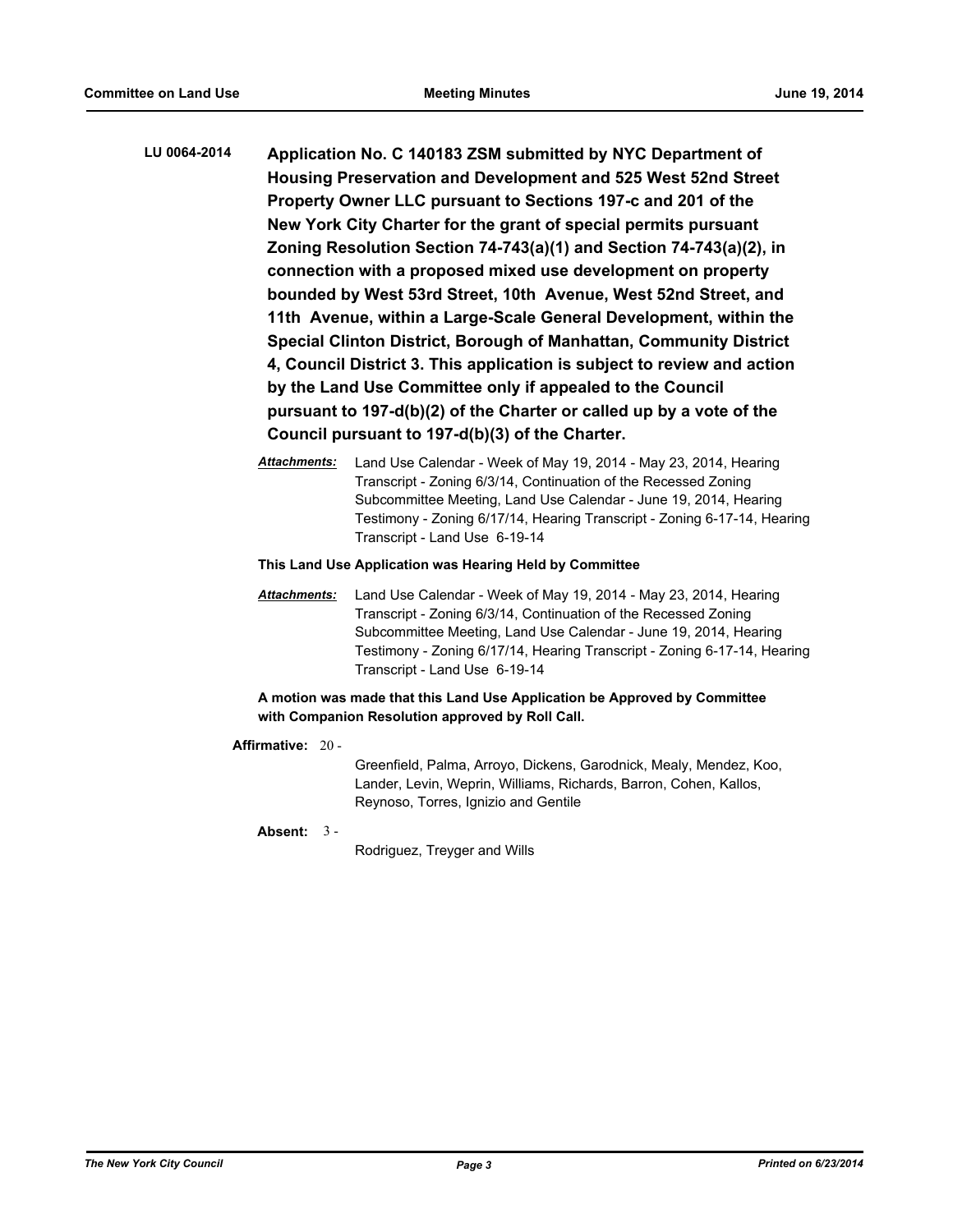**LU 0064-2014** **Application No. C 140183 ZSM submitted by NYC Department of Housing Preservation and Development and 525 West 52nd Street Property Owner LLC pursuant to Sections 197-c and 201 of the New York City Charter for the grant of special permits pursuant Zoning Resolution Section 74-743(a)(1) and Section 74-743(a)(2), in connection with a proposed mixed use development on property bounded by West 53rd Street, 10th Avenue, West 52nd Street, and 11th Avenue, within a Large-Scale General Development, within the Special Clinton District, Borough of Manhattan, Community District 4, Council District 3. This application is subject to review and action by the Land Use Committee only if appealed to the Council pursuant to 197-d(b)(2) of the Charter or called up by a vote of the Council pursuant to 197-d(b)(3) of the Charter.**

***Attachments:*** Land Use Calendar - Week of May 19, 2014 - May 23, 2014, Hearing Transcript - Zoning 6/3/14, Continuation of the Recessed Zoning Subcommittee Meeting, Land Use Calendar - June 19, 2014, Hearing Testimony - Zoning 6/17/14, Hearing Transcript - Zoning 6-17-14, Hearing Transcript - Land Use 6-19-14

**This Land Use Application was Hearing Held by Committee**

***Attachments:*** Land Use Calendar - Week of May 19, 2014 - May 23, 2014, Hearing Transcript - Zoning 6/3/14, Continuation of the Recessed Zoning Subcommittee Meeting, Land Use Calendar - June 19, 2014, Hearing Testimony - Zoning 6/17/14, Hearing Transcript - Zoning 6-17-14, Hearing Transcript - Land Use 6-19-14

**A motion was made that this Land Use Application be Approved by Committee with Companion Resolution approved by Roll Call.**

**Affirmative:** 20 - Greenfield, Palma, Arroyo, Dickens, Garodnick, Mealy, Mendez, Koo, Lander, Levin, Weprin, Williams, Richards, Barron, Cohen, Kallos, Reynoso, Torres, Ignizio and Gentile

**Absent:** 3 - Rodriguez, Treyger and Wills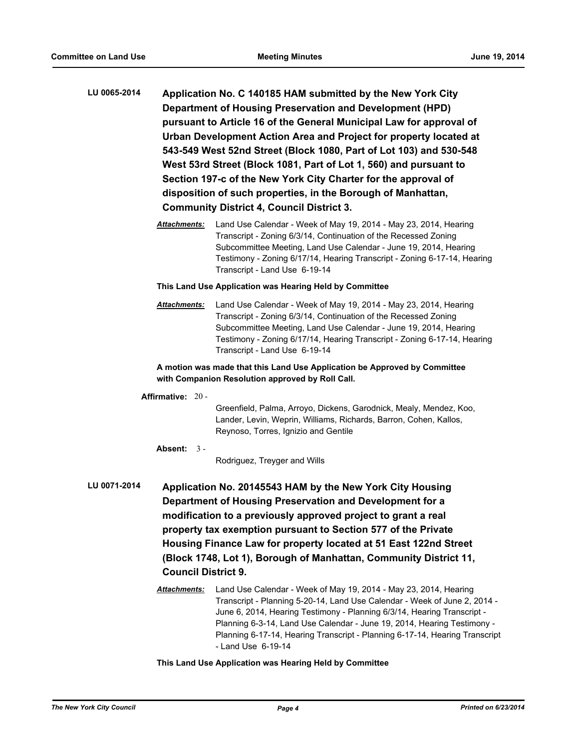**LU 0065-2014** **Application No. C 140185 HAM submitted by the New York City Department of Housing Preservation and Development (HPD) pursuant to Article 16 of the General Municipal Law for approval of Urban Development Action Area and Project for property located at 543-549 West 52nd Street (Block 1080, Part of Lot 103) and 530-548 West 53rd Street (Block 1081, Part of Lot 1, 560) and pursuant to Section 197-c of the New York City Charter for the approval of disposition of such properties, in the Borough of Manhattan, Community District 4, Council District 3.**

***Attachments:*** Land Use Calendar - Week of May 19, 2014 - May 23, 2014, Hearing Transcript - Zoning 6/3/14, Continuation of the Recessed Zoning Subcommittee Meeting, Land Use Calendar - June 19, 2014, Hearing Testimony - Zoning 6/17/14, Hearing Transcript - Zoning 6-17-14, Hearing Transcript - Land Use 6-19-14

**This Land Use Application was Hearing Held by Committee**

***Attachments:*** Land Use Calendar - Week of May 19, 2014 - May 23, 2014, Hearing Transcript - Zoning 6/3/14, Continuation of the Recessed Zoning Subcommittee Meeting, Land Use Calendar - June 19, 2014, Hearing Testimony - Zoning 6/17/14, Hearing Transcript - Zoning 6-17-14, Hearing Transcript - Land Use 6-19-14

**A motion was made that this Land Use Application be Approved by Committee with Companion Resolution approved by Roll Call.**

**Affirmative:** 20 -

Greenfield, Palma, Arroyo, Dickens, Garodnick, Mealy, Mendez, Koo, Lander, Levin, Weprin, Williams, Richards, Barron, Cohen, Kallos, Reynoso, Torres, Ignizio and Gentile

**Absent:** 3 -

Rodriguez, Treyger and Wills

**LU 0071-2014** **Application No. 20145543 HAM by the New York City Housing Department of Housing Preservation and Development for a modification to a previously approved project to grant a real property tax exemption pursuant to Section 577 of the Private Housing Finance Law for property located at 51 East 122nd Street (Block 1748, Lot 1), Borough of Manhattan, Community District 11, Council District 9.**

***Attachments:*** Land Use Calendar - Week of May 19, 2014 - May 23, 2014, Hearing Transcript - Planning 5-20-14, Land Use Calendar - Week of June 2, 2014 - June 6, 2014, Hearing Testimony - Planning 6/3/14, Hearing Transcript - Planning 6-3-14, Land Use Calendar - June 19, 2014, Hearing Testimony - Planning 6-17-14, Hearing Transcript - Planning 6-17-14, Hearing Transcript - Land Use 6-19-14

**This Land Use Application was Hearing Held by Committee**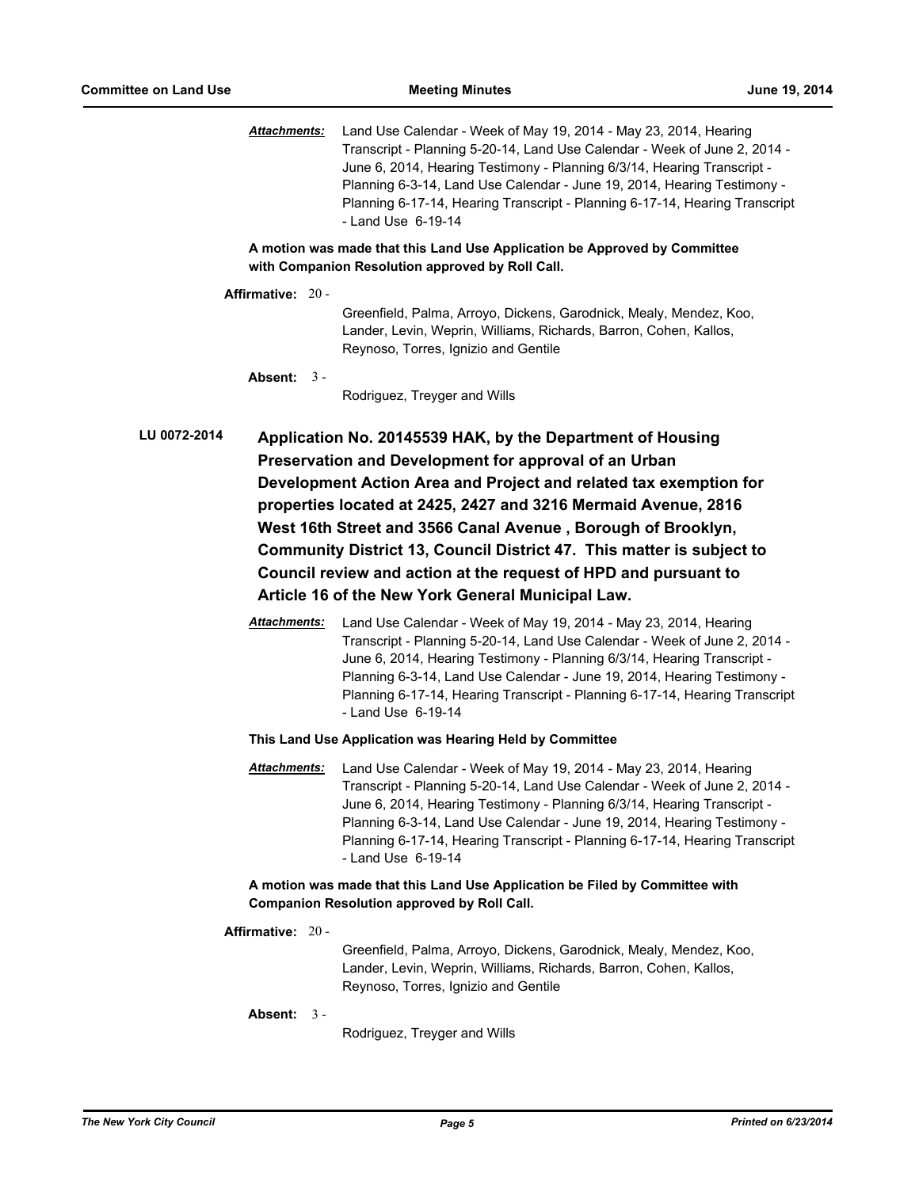***Attachments:*** Land Use Calendar - Week of May 19, 2014 - May 23, 2014, Hearing Transcript - Planning 5-20-14, Land Use Calendar - Week of June 2, 2014 - June 6, 2014, Hearing Testimony - Planning 6/3/14, Hearing Transcript - Planning 6-3-14, Land Use Calendar - June 19, 2014, Hearing Testimony - Planning 6-17-14, Hearing Transcript - Planning 6-17-14, Hearing Transcript - Land Use 6-19-14

**A motion was made that this Land Use Application be Approved by Committee with Companion Resolution approved by Roll Call.**

**Affirmative:** 20 - Greenfield, Palma, Arroyo, Dickens, Garodnick, Mealy, Mendez, Koo, Lander, Levin, Weprin, Williams, Richards, Barron, Cohen, Kallos, Reynoso, Torres, Ignizio and Gentile

**Absent:** 3 - Rodriguez, Treyger and Wills

**LU 0072-2014** **Application No. 20145539 HAK, by the Department of Housing Preservation and Development for approval of an Urban Development Action Area and Project and related tax exemption for properties located at 2425, 2427 and 3216 Mermaid Avenue, 2816 West 16th Street and 3566 Canal Avenue , Borough of Brooklyn, Community District 13, Council District 47. This matter is subject to Council review and action at the request of HPD and pursuant to Article 16 of the New York General Municipal Law.**

***Attachments:*** Land Use Calendar - Week of May 19, 2014 - May 23, 2014, Hearing Transcript - Planning 5-20-14, Land Use Calendar - Week of June 2, 2014 - June 6, 2014, Hearing Testimony - Planning 6/3/14, Hearing Transcript - Planning 6-3-14, Land Use Calendar - June 19, 2014, Hearing Testimony - Planning 6-17-14, Hearing Transcript - Planning 6-17-14, Hearing Transcript - Land Use 6-19-14

**This Land Use Application was Hearing Held by Committee**

***Attachments:*** Land Use Calendar - Week of May 19, 2014 - May 23, 2014, Hearing Transcript - Planning 5-20-14, Land Use Calendar - Week of June 2, 2014 - June 6, 2014, Hearing Testimony - Planning 6/3/14, Hearing Transcript - Planning 6-3-14, Land Use Calendar - June 19, 2014, Hearing Testimony - Planning 6-17-14, Hearing Transcript - Planning 6-17-14, Hearing Transcript - Land Use 6-19-14

**A motion was made that this Land Use Application be Filed by Committee with Companion Resolution approved by Roll Call.**

**Affirmative:** 20 - Greenfield, Palma, Arroyo, Dickens, Garodnick, Mealy, Mendez, Koo, Lander, Levin, Weprin, Williams, Richards, Barron, Cohen, Kallos, Reynoso, Torres, Ignizio and Gentile

**Absent:** 3 - Rodriguez, Treyger and Wills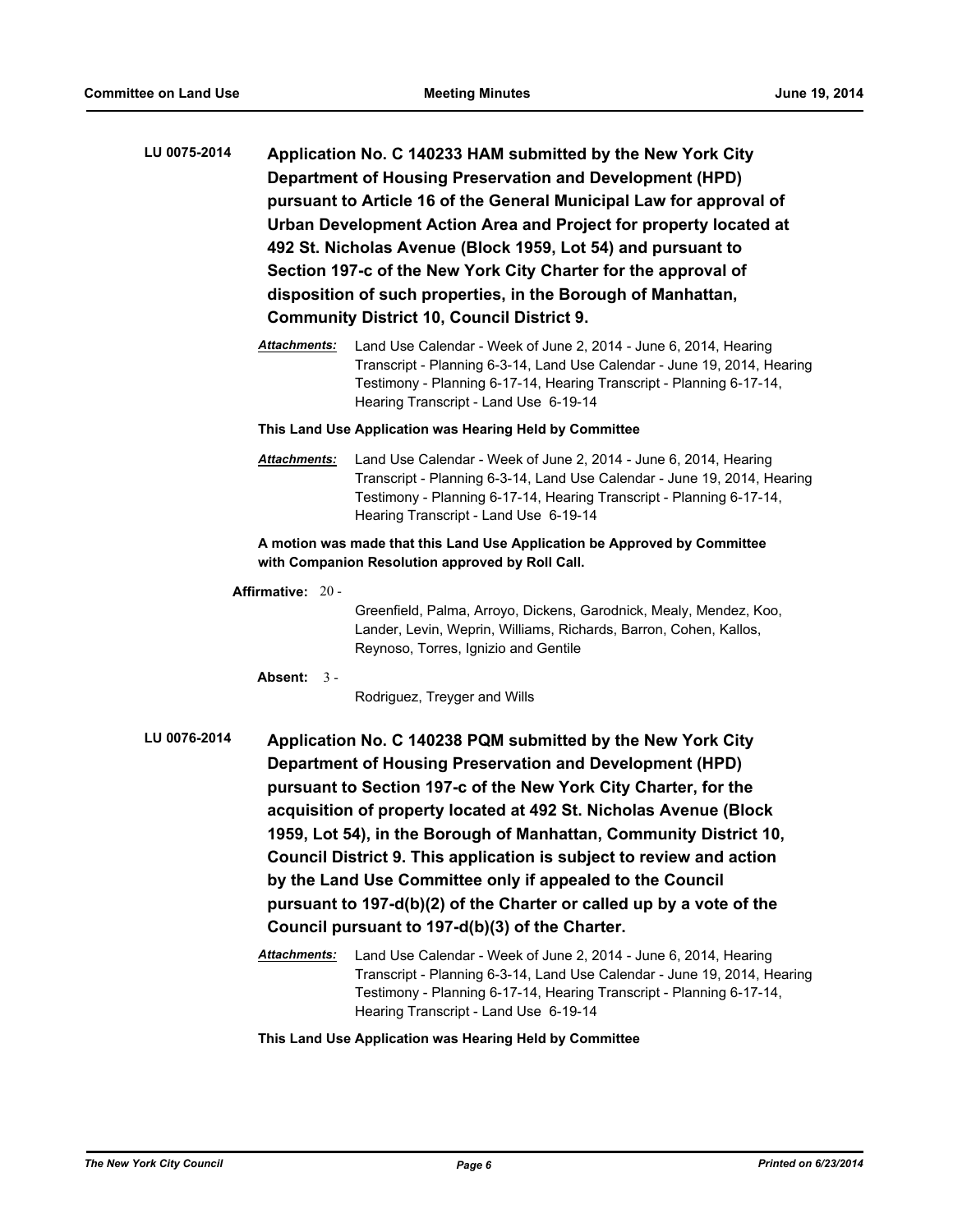**LU 0075-2014** **Application No. C 140233 HAM submitted by the New York City Department of Housing Preservation and Development (HPD) pursuant to Article 16 of the General Municipal Law for approval of Urban Development Action Area and Project for property located at 492 St. Nicholas Avenue (Block 1959, Lot 54) and pursuant to Section 197-c of the New York City Charter for the approval of disposition of such properties, in the Borough of Manhattan, Community District 10, Council District 9.**

***Attachments:*** Land Use Calendar - Week of June 2, 2014 - June 6, 2014, Hearing Transcript - Planning 6-3-14, Land Use Calendar - June 19, 2014, Hearing Testimony - Planning 6-17-14, Hearing Transcript - Planning 6-17-14, Hearing Transcript - Land Use 6-19-14

**This Land Use Application was Hearing Held by Committee**

***Attachments:*** Land Use Calendar - Week of June 2, 2014 - June 6, 2014, Hearing Transcript - Planning 6-3-14, Land Use Calendar - June 19, 2014, Hearing Testimony - Planning 6-17-14, Hearing Transcript - Planning 6-17-14, Hearing Transcript - Land Use 6-19-14

**A motion was made that this Land Use Application be Approved by Committee with Companion Resolution approved by Roll Call.**

**Affirmative:** 20 - Greenfield, Palma, Arroyo, Dickens, Garodnick, Mealy, Mendez, Koo, Lander, Levin, Weprin, Williams, Richards, Barron, Cohen, Kallos, Reynoso, Torres, Ignizio and Gentile

**Absent:** 3 - Rodriguez, Treyger and Wills

**LU 0076-2014** **Application No. C 140238 PQM submitted by the New York City Department of Housing Preservation and Development (HPD) pursuant to Section 197-c of the New York City Charter, for the acquisition of property located at 492 St. Nicholas Avenue (Block 1959, Lot 54), in the Borough of Manhattan, Community District 10, Council District 9. This application is subject to review and action by the Land Use Committee only if appealed to the Council pursuant to 197-d(b)(2) of the Charter or called up by a vote of the Council pursuant to 197-d(b)(3) of the Charter.**

***Attachments:*** Land Use Calendar - Week of June 2, 2014 - June 6, 2014, Hearing Transcript - Planning 6-3-14, Land Use Calendar - June 19, 2014, Hearing Testimony - Planning 6-17-14, Hearing Transcript - Planning 6-17-14, Hearing Transcript - Land Use 6-19-14

**This Land Use Application was Hearing Held by Committee**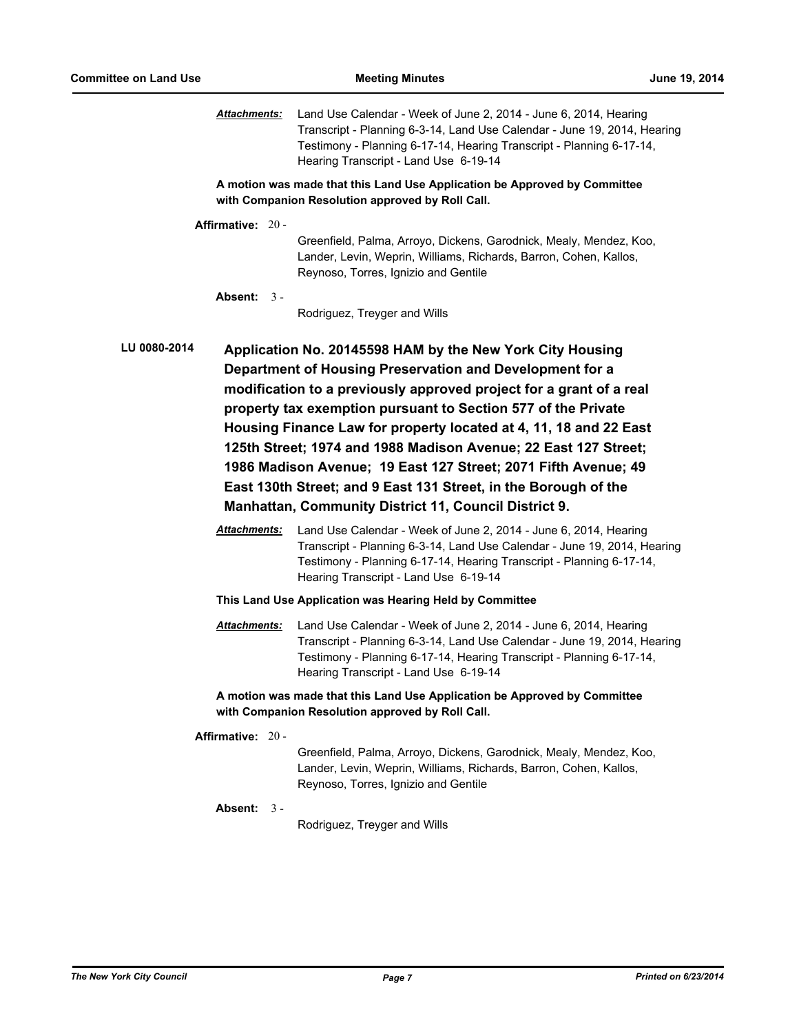***Attachments:*** Land Use Calendar - Week of June 2, 2014 - June 6, 2014, Hearing Transcript - Planning 6-3-14, Land Use Calendar - June 19, 2014, Hearing Testimony - Planning 6-17-14, Hearing Transcript - Planning 6-17-14, Hearing Transcript - Land Use 6-19-14

**A motion was made that this Land Use Application be Approved by Committee with Companion Resolution approved by Roll Call.**

**Affirmative:** 20 - Greenfield, Palma, Arroyo, Dickens, Garodnick, Mealy, Mendez, Koo, Lander, Levin, Weprin, Williams, Richards, Barron, Cohen, Kallos, Reynoso, Torres, Ignizio and Gentile

**Absent:** 3 - Rodriguez, Treyger and Wills

**LU 0080-2014** **Application No. 20145598 HAM by the New York City Housing Department of Housing Preservation and Development for a modification to a previously approved project for a grant of a real property tax exemption pursuant to Section 577 of the Private Housing Finance Law for property located at 4, 11, 18 and 22 East 125th Street; 1974 and 1988 Madison Avenue; 22 East 127 Street; 1986 Madison Avenue; 19 East 127 Street; 2071 Fifth Avenue; 49 East 130th Street; and 9 East 131 Street, in the Borough of the Manhattan, Community District 11, Council District 9.**

***Attachments:*** Land Use Calendar - Week of June 2, 2014 - June 6, 2014, Hearing Transcript - Planning 6-3-14, Land Use Calendar - June 19, 2014, Hearing Testimony - Planning 6-17-14, Hearing Transcript - Planning 6-17-14, Hearing Transcript - Land Use 6-19-14

**This Land Use Application was Hearing Held by Committee**

***Attachments:*** Land Use Calendar - Week of June 2, 2014 - June 6, 2014, Hearing Transcript - Planning 6-3-14, Land Use Calendar - June 19, 2014, Hearing Testimony - Planning 6-17-14, Hearing Transcript - Planning 6-17-14, Hearing Transcript - Land Use 6-19-14

**A motion was made that this Land Use Application be Approved by Committee with Companion Resolution approved by Roll Call.**

**Affirmative:** 20 - Greenfield, Palma, Arroyo, Dickens, Garodnick, Mealy, Mendez, Koo, Lander, Levin, Weprin, Williams, Richards, Barron, Cohen, Kallos, Reynoso, Torres, Ignizio and Gentile

**Absent:** 3 - Rodriguez, Treyger and Wills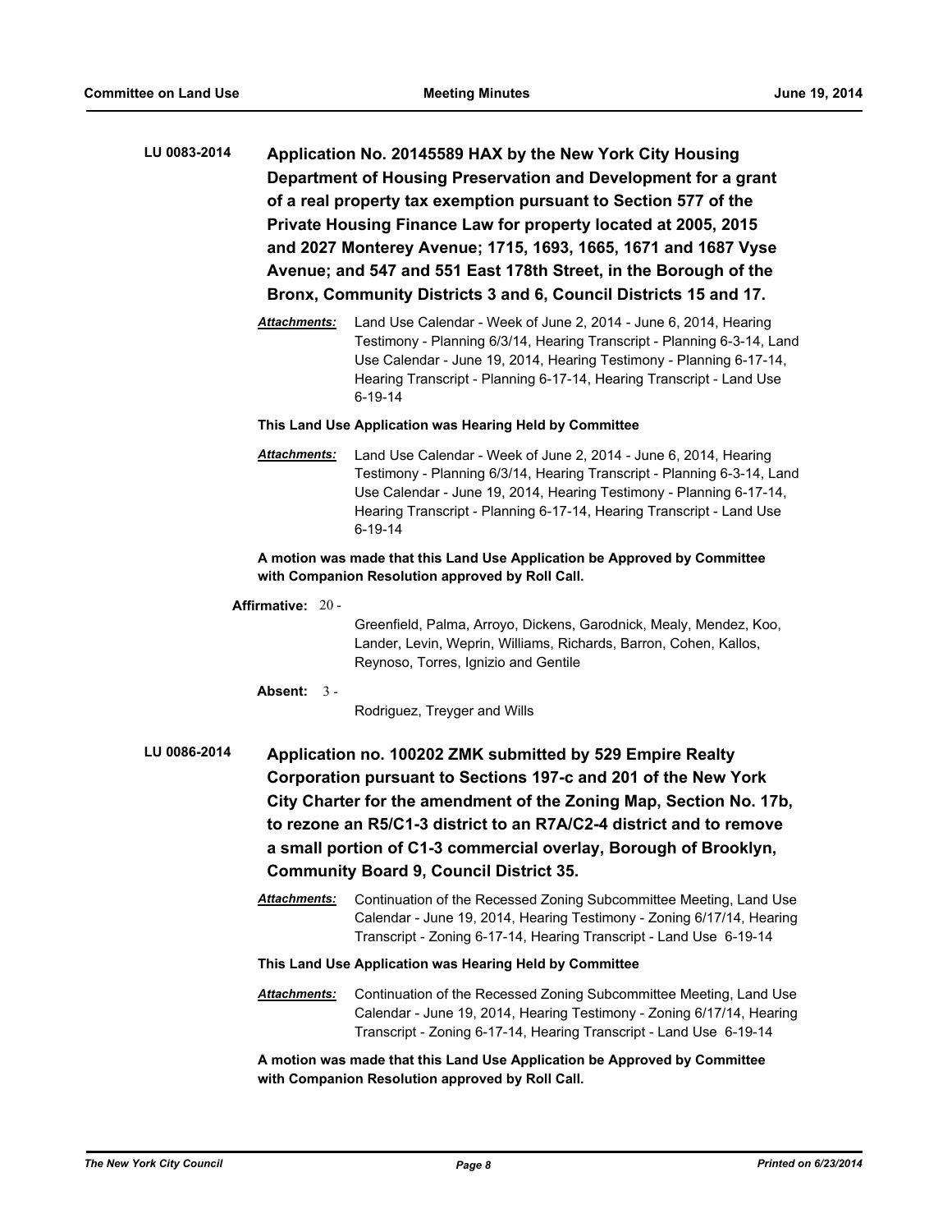**LU 0083-2014** **Application No. 20145589 HAX by the New York City Housing Department of Housing Preservation and Development for a grant of a real property tax exemption pursuant to Section 577 of the Private Housing Finance Law for property located at 2005, 2015 and 2027 Monterey Avenue; 1715, 1693, 1665, 1671 and 1687 Vyse Avenue; and 547 and 551 East 178th Street, in the Borough of the Bronx, Community Districts 3 and 6, Council Districts 15 and 17.**

***Attachments:*** Land Use Calendar - Week of June 2, 2014 - June 6, 2014, Hearing Testimony - Planning 6/3/14, Hearing Transcript - Planning 6-3-14, Land Use Calendar - June 19, 2014, Hearing Testimony - Planning 6-17-14, Hearing Transcript - Planning 6-17-14, Hearing Transcript - Land Use 6-19-14

**This Land Use Application was Hearing Held by Committee**

***Attachments:*** Land Use Calendar - Week of June 2, 2014 - June 6, 2014, Hearing Testimony - Planning 6/3/14, Hearing Transcript - Planning 6-3-14, Land Use Calendar - June 19, 2014, Hearing Testimony - Planning 6-17-14, Hearing Transcript - Planning 6-17-14, Hearing Transcript - Land Use 6-19-14

**A motion was made that this Land Use Application be Approved by Committee with Companion Resolution approved by Roll Call.**

**Affirmative:** 20 - Greenfield, Palma, Arroyo, Dickens, Garodnick, Mealy, Mendez, Koo, Lander, Levin, Weprin, Williams, Richards, Barron, Cohen, Kallos, Reynoso, Torres, Ignizio and Gentile

**Absent:** 3 - Rodriguez, Treyger and Wills

**LU 0086-2014** **Application no. 100202 ZMK submitted by 529 Empire Realty Corporation pursuant to Sections 197-c and 201 of the New York City Charter for the amendment of the Zoning Map, Section No. 17b, to rezone an R5/C1-3 district to an R7A/C2-4 district and to remove a small portion of C1-3 commercial overlay, Borough of Brooklyn, Community Board 9, Council District 35.**

***Attachments:*** Continuation of the Recessed Zoning Subcommittee Meeting, Land Use Calendar - June 19, 2014, Hearing Testimony - Zoning 6/17/14, Hearing Transcript - Zoning 6-17-14, Hearing Transcript - Land Use 6-19-14

**This Land Use Application was Hearing Held by Committee**

***Attachments:*** Continuation of the Recessed Zoning Subcommittee Meeting, Land Use Calendar - June 19, 2014, Hearing Testimony - Zoning 6/17/14, Hearing Transcript - Zoning 6-17-14, Hearing Transcript - Land Use 6-19-14

**A motion was made that this Land Use Application be Approved by Committee with Companion Resolution approved by Roll Call.**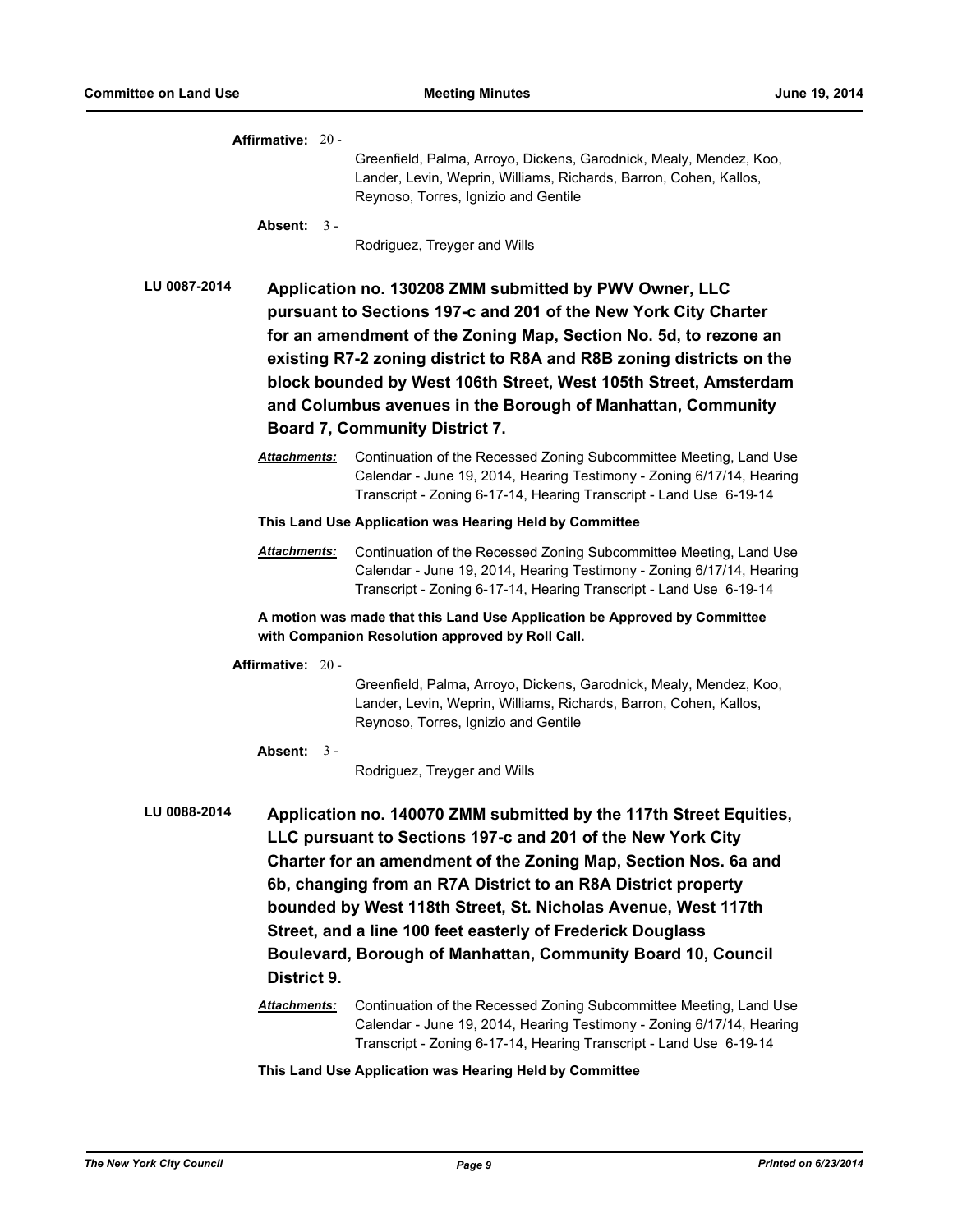**Affirmative:** 20 -

Greenfield, Palma, Arroyo, Dickens, Garodnick, Mealy, Mendez, Koo, Lander, Levin, Weprin, Williams, Richards, Barron, Cohen, Kallos, Reynoso, Torres, Ignizio and Gentile

**Absent:** 3 -

Rodriguez, Treyger and Wills

**LU 0087-2014** **Application no. 130208 ZMM submitted by PWV Owner, LLC pursuant to Sections 197-c and 201 of the New York City Charter for an amendment of the Zoning Map, Section No. 5d, to rezone an existing R7-2 zoning district to R8A and R8B zoning districts on the block bounded by West 106th Street, West 105th Street, Amsterdam and Columbus avenues in the Borough of Manhattan, Community Board 7, Community District 7.**

***Attachments:*** Continuation of the Recessed Zoning Subcommittee Meeting, Land Use Calendar - June 19, 2014, Hearing Testimony - Zoning 6/17/14, Hearing Transcript - Zoning 6-17-14, Hearing Transcript - Land Use 6-19-14

**This Land Use Application was Hearing Held by Committee**

***Attachments:*** Continuation of the Recessed Zoning Subcommittee Meeting, Land Use Calendar - June 19, 2014, Hearing Testimony - Zoning 6/17/14, Hearing Transcript - Zoning 6-17-14, Hearing Transcript - Land Use 6-19-14

**A motion was made that this Land Use Application be Approved by Committee with Companion Resolution approved by Roll Call.**

**Affirmative:** 20 -

Greenfield, Palma, Arroyo, Dickens, Garodnick, Mealy, Mendez, Koo, Lander, Levin, Weprin, Williams, Richards, Barron, Cohen, Kallos, Reynoso, Torres, Ignizio and Gentile

**Absent:** 3 -

Rodriguez, Treyger and Wills

**LU 0088-2014** **Application no. 140070 ZMM submitted by the 117th Street Equities, LLC pursuant to Sections 197-c and 201 of the New York City Charter for an amendment of the Zoning Map, Section Nos. 6a and 6b, changing from an R7A District to an R8A District property bounded by West 118th Street, St. Nicholas Avenue, West 117th Street, and a line 100 feet easterly of Frederick Douglass Boulevard, Borough of Manhattan, Community Board 10, Council District 9.**

***Attachments:*** Continuation of the Recessed Zoning Subcommittee Meeting, Land Use Calendar - June 19, 2014, Hearing Testimony - Zoning 6/17/14, Hearing Transcript - Zoning 6-17-14, Hearing Transcript - Land Use 6-19-14

**This Land Use Application was Hearing Held by Committee**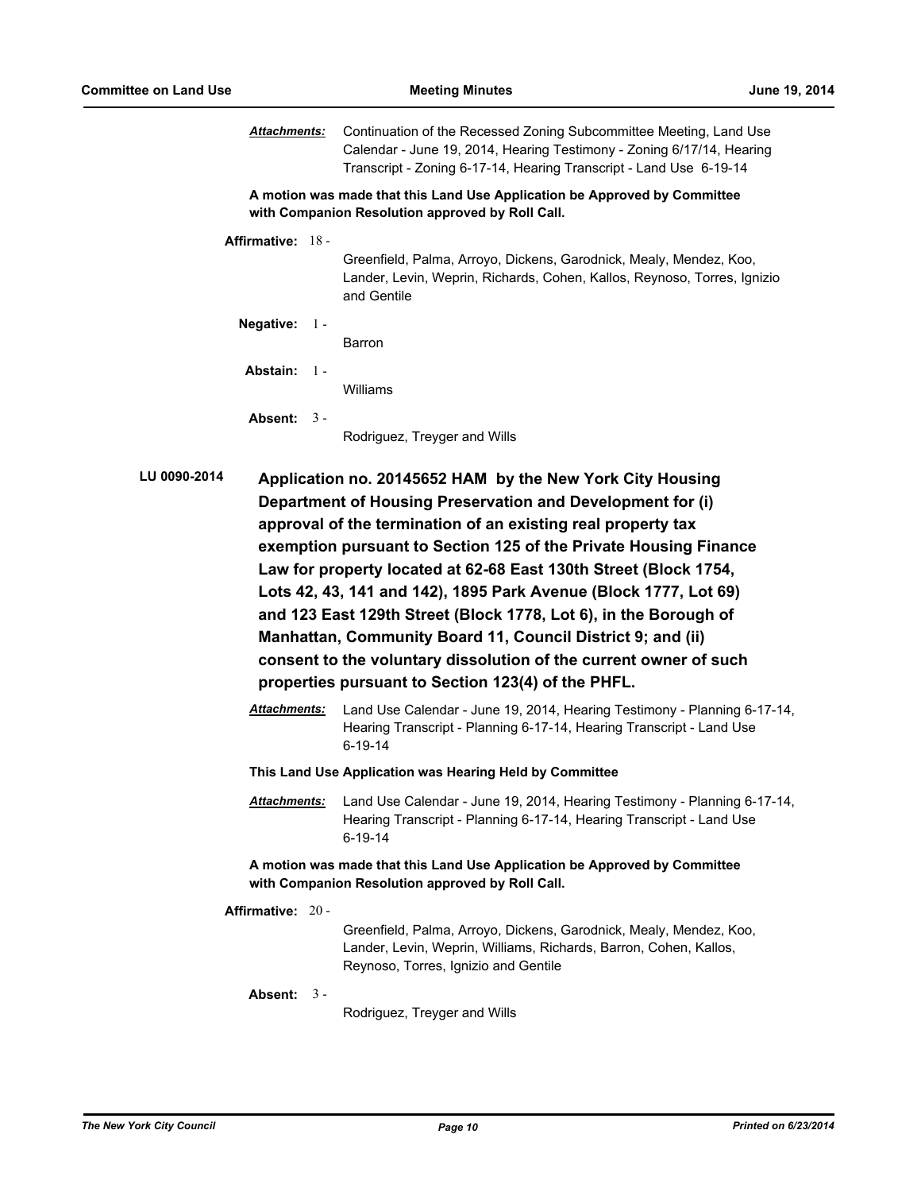***Attachments:*** Continuation of the Recessed Zoning Subcommittee Meeting, Land Use Calendar - June 19, 2014, Hearing Testimony - Zoning 6/17/14, Hearing Transcript - Zoning 6-17-14, Hearing Transcript - Land Use 6-19-14

**A motion was made that this Land Use Application be Approved by Committee with Companion Resolution approved by Roll Call.**

**Affirmative:** 18 - Greenfield, Palma, Arroyo, Dickens, Garodnick, Mealy, Mendez, Koo, Lander, Levin, Weprin, Richards, Cohen, Kallos, Reynoso, Torres, Ignizio and Gentile

**Negative:** 1 - Barron

**Abstain:** 1 - Williams

**Absent:** 3 - Rodriguez, Treyger and Wills

**LU 0090-2014** **Application no. 20145652 HAM by the New York City Housing Department of Housing Preservation and Development for (i) approval of the termination of an existing real property tax exemption pursuant to Section 125 of the Private Housing Finance Law for property located at 62-68 East 130th Street (Block 1754, Lots 42, 43, 141 and 142), 1895 Park Avenue (Block 1777, Lot 69) and 123 East 129th Street (Block 1778, Lot 6), in the Borough of Manhattan, Community Board 11, Council District 9; and (ii) consent to the voluntary dissolution of the current owner of such properties pursuant to Section 123(4) of the PHFL.**

***Attachments:*** Land Use Calendar - June 19, 2014, Hearing Testimony - Planning 6-17-14, Hearing Transcript - Planning 6-17-14, Hearing Transcript - Land Use 6-19-14

**This Land Use Application was Hearing Held by Committee**

***Attachments:*** Land Use Calendar - June 19, 2014, Hearing Testimony - Planning 6-17-14, Hearing Transcript - Planning 6-17-14, Hearing Transcript - Land Use 6-19-14

**A motion was made that this Land Use Application be Approved by Committee with Companion Resolution approved by Roll Call.**

**Affirmative:** 20 - Greenfield, Palma, Arroyo, Dickens, Garodnick, Mealy, Mendez, Koo, Lander, Levin, Weprin, Williams, Richards, Barron, Cohen, Kallos, Reynoso, Torres, Ignizio and Gentile

**Absent:** 3 - Rodriguez, Treyger and Wills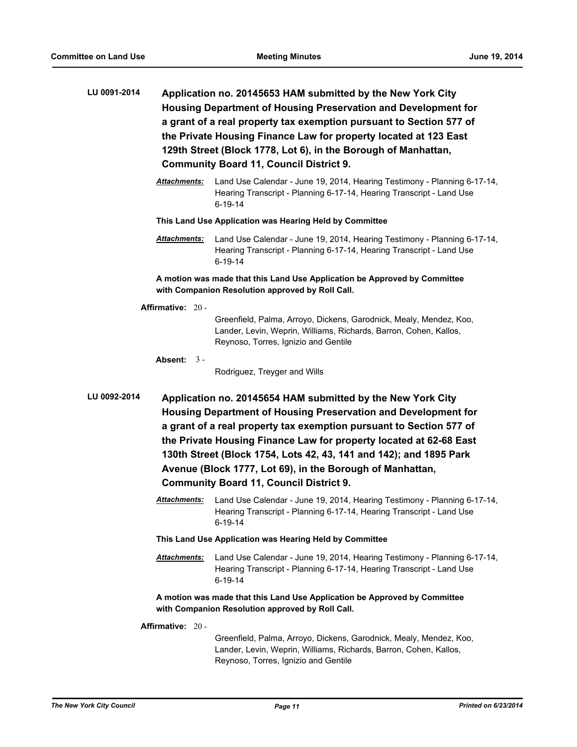**LU 0091-2014** **Application no. 20145653 HAM submitted by the New York City Housing Department of Housing Preservation and Development for a grant of a real property tax exemption pursuant to Section 577 of the Private Housing Finance Law for property located at 123 East 129th Street (Block 1778, Lot 6), in the Borough of Manhattan, Community Board 11, Council District 9.**

***Attachments:*** Land Use Calendar - June 19, 2014, Hearing Testimony - Planning 6-17-14, Hearing Transcript - Planning 6-17-14, Hearing Transcript - Land Use 6-19-14

**This Land Use Application was Hearing Held by Committee**

***Attachments:*** Land Use Calendar - June 19, 2014, Hearing Testimony - Planning 6-17-14, Hearing Transcript - Planning 6-17-14, Hearing Transcript - Land Use 6-19-14

**A motion was made that this Land Use Application be Approved by Committee with Companion Resolution approved by Roll Call.**

**Affirmative:** 20 - Greenfield, Palma, Arroyo, Dickens, Garodnick, Mealy, Mendez, Koo, Lander, Levin, Weprin, Williams, Richards, Barron, Cohen, Kallos, Reynoso, Torres, Ignizio and Gentile

**Absent:** 3 - Rodriguez, Treyger and Wills

**LU 0092-2014** **Application no. 20145654 HAM submitted by the New York City Housing Department of Housing Preservation and Development for a grant of a real property tax exemption pursuant to Section 577 of the Private Housing Finance Law for property located at 62-68 East 130th Street (Block 1754, Lots 42, 43, 141 and 142); and 1895 Park Avenue (Block 1777, Lot 69), in the Borough of Manhattan, Community Board 11, Council District 9.**

***Attachments:*** Land Use Calendar - June 19, 2014, Hearing Testimony - Planning 6-17-14, Hearing Transcript - Planning 6-17-14, Hearing Transcript - Land Use 6-19-14

**This Land Use Application was Hearing Held by Committee**

***Attachments:*** Land Use Calendar - June 19, 2014, Hearing Testimony - Planning 6-17-14, Hearing Transcript - Planning 6-17-14, Hearing Transcript - Land Use 6-19-14

**A motion was made that this Land Use Application be Approved by Committee with Companion Resolution approved by Roll Call.**

**Affirmative:** 20 - Greenfield, Palma, Arroyo, Dickens, Garodnick, Mealy, Mendez, Koo, Lander, Levin, Weprin, Williams, Richards, Barron, Cohen, Kallos, Reynoso, Torres, Ignizio and Gentile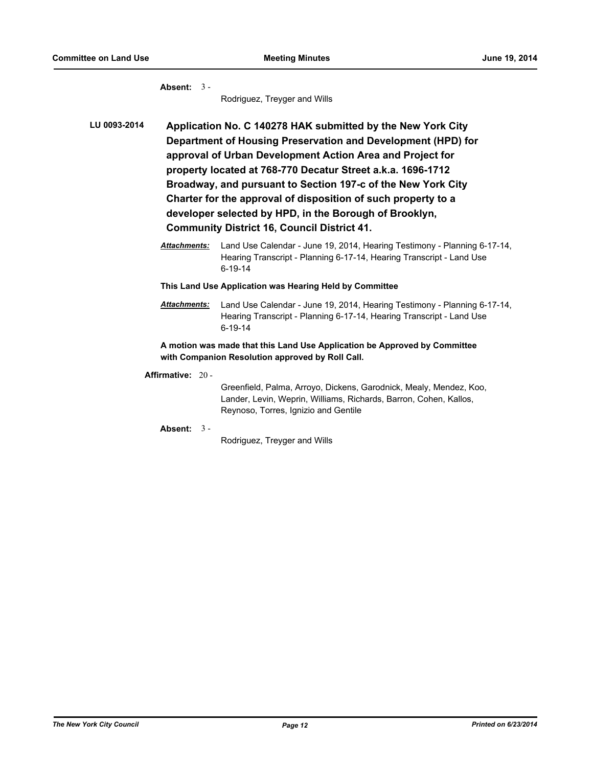**Absent:** 3 - Rodriguez, Treyger and Wills

**LU 0093-2014** **Application No. C 140278 HAK submitted by the New York City Department of Housing Preservation and Development (HPD) for approval of Urban Development Action Area and Project for property located at 768-770 Decatur Street a.k.a. 1696-1712 Broadway, and pursuant to Section 197-c of the New York City Charter for the approval of disposition of such property to a developer selected by HPD, in the Borough of Brooklyn, Community District 16, Council District 41.**

***Attachments:*** Land Use Calendar - June 19, 2014, Hearing Testimony - Planning 6-17-14, Hearing Transcript - Planning 6-17-14, Hearing Transcript - Land Use 6-19-14

**This Land Use Application was Hearing Held by Committee**

***Attachments:*** Land Use Calendar - June 19, 2014, Hearing Testimony - Planning 6-17-14, Hearing Transcript - Planning 6-17-14, Hearing Transcript - Land Use 6-19-14

**A motion was made that this Land Use Application be Approved by Committee with Companion Resolution approved by Roll Call.**

**Affirmative:** 20 - Greenfield, Palma, Arroyo, Dickens, Garodnick, Mealy, Mendez, Koo, Lander, Levin, Weprin, Williams, Richards, Barron, Cohen, Kallos, Reynoso, Torres, Ignizio and Gentile

**Absent:** 3 - Rodriguez, Treyger and Wills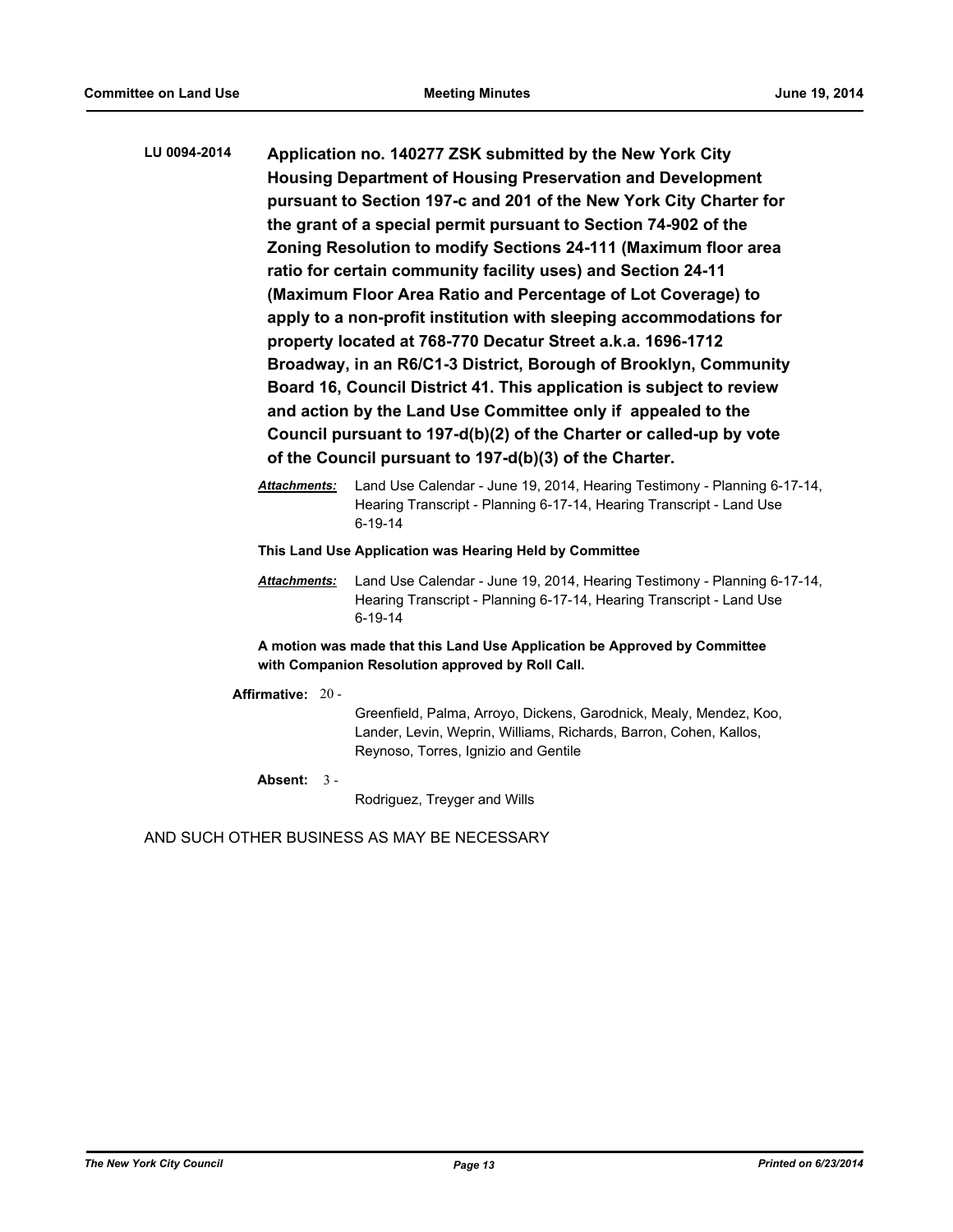**LU 0094-2014** **Application no. 140277 ZSK submitted by the New York City Housing Department of Housing Preservation and Development pursuant to Section 197-c and 201 of the New York City Charter for the grant of a special permit pursuant to Section 74-902 of the Zoning Resolution to modify Sections 24-111 (Maximum floor area ratio for certain community facility uses) and Section 24-11 (Maximum Floor Area Ratio and Percentage of Lot Coverage) to apply to a non-profit institution with sleeping accommodations for property located at 768-770 Decatur Street a.k.a. 1696-1712 Broadway, in an R6/C1-3 District, Borough of Brooklyn, Community Board 16, Council District 41. This application is subject to review and action by the Land Use Committee only if appealed to the Council pursuant to 197-d(b)(2) of the Charter or called-up by vote of the Council pursuant to 197-d(b)(3) of the Charter.**

***Attachments:*** Land Use Calendar - June 19, 2014, Hearing Testimony - Planning 6-17-14, Hearing Transcript - Planning 6-17-14, Hearing Transcript - Land Use 6-19-14

**This Land Use Application was Hearing Held by Committee**

***Attachments:*** Land Use Calendar - June 19, 2014, Hearing Testimony - Planning 6-17-14, Hearing Transcript - Planning 6-17-14, Hearing Transcript - Land Use 6-19-14

**A motion was made that this Land Use Application be Approved by Committee with Companion Resolution approved by Roll Call.**

**Affirmative:** 20 - Greenfield, Palma, Arroyo, Dickens, Garodnick, Mealy, Mendez, Koo, Lander, Levin, Weprin, Williams, Richards, Barron, Cohen, Kallos, Reynoso, Torres, Ignizio and Gentile

**Absent:** 3 - Rodriguez, Treyger and Wills

AND SUCH OTHER BUSINESS AS MAY BE NECESSARY